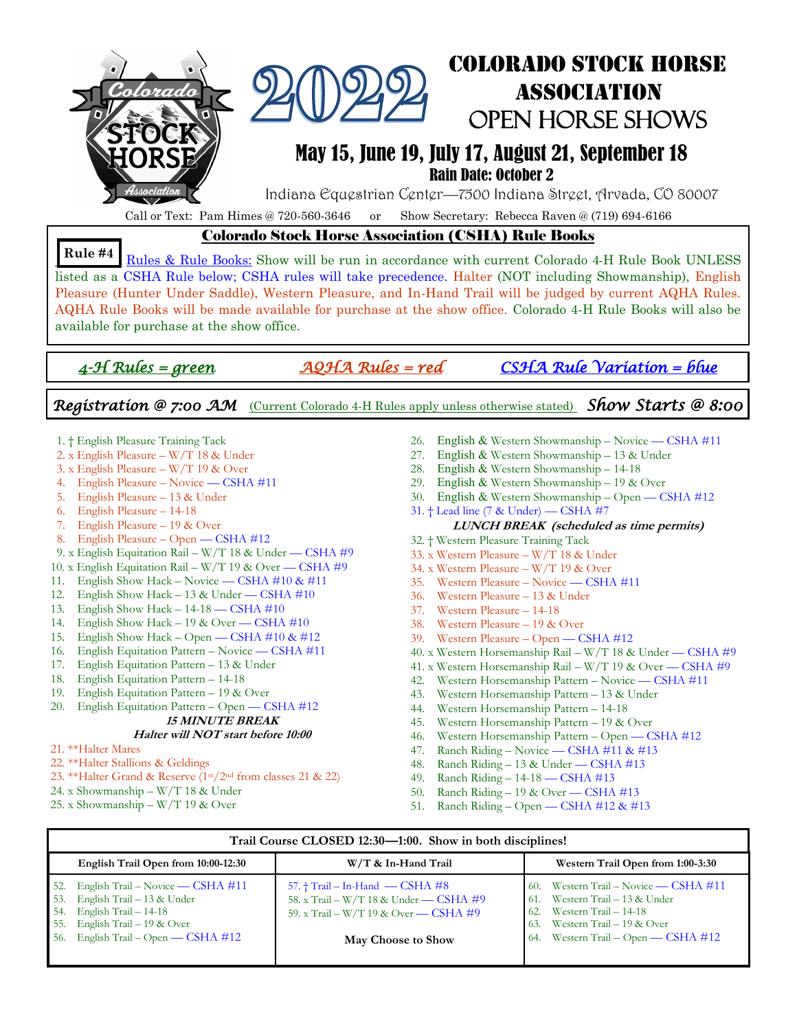# 2022 Colorado Stock Horse Association Open Horse Shows

## May 15, June 19, July 17, August 21, September 18

### Rain Date: October 2

Indiana Equestrian Center—7500 Indiana Street, Arvada, CO 80007

Call or Text: Pam Himes @ 720-560-3646 or Show Secretary: Rebecca Raven @ (719) 694-6166

## Colorado Stock Horse Association (CSHA) Rule Books

**Rule #4** Rules & Rule Books: Show will be run in accordance with current Colorado 4-H Rule Book UNLESS listed as a CSHA Rule below; CSHA rules will take precedence. Halter (NOT including Showmanship), English Pleasure (Hunter Under Saddle), Western Pleasure, and In-Hand Trail will be judged by current AQHA Rules. AQHA Rule Books will be made available for purchase at the show office. Colorado 4-H Rule Books will also be available for purchase at the show office.

*4-H Rules = green* *AQHA Rules = red* *CSHA Rule Variation = blue*

*Registration @ 7:00 AM* (Current Colorado 4-H Rules apply unless otherwise stated) *Show Starts @ 8:00*

1. † English Pleasure Training Tack
2. x English Pleasure – W/T 18 & Under
3. x English Pleasure – W/T 19 & Over
4. English Pleasure – Novice — CSHA #11
5. English Pleasure – 13 & Under
6. English Pleasure – 14-18
7. English Pleasure – 19 & Over
8. English Pleasure – Open — CSHA #12
9. x English Equitation Rail – W/T 18 & Under — CSHA #9
10. x English Equitation Rail – W/T 19 & Over — CSHA #9
11. English Show Hack – Novice — CSHA #10 & #11
12. English Show Hack – 13 & Under — CSHA #10
13. English Show Hack – 14-18 — CSHA #10
14. English Show Hack – 19 & Over — CSHA #10
15. English Show Hack – Open — CSHA #10 & #12
16. English Equitation Pattern – Novice — CSHA #11
17. English Equitation Pattern – 13 & Under
18. English Equitation Pattern – 14-18
19. English Equitation Pattern – 19 & Over
20. English Equitation Pattern – Open — CSHA #12

***15 MINUTE BREAK***

***Halter will NOT start before 10:00***

21. **Halter Mares
22. **Halter Stallions & Geldings
23. **Halter Grand & Reserve (1st/2nd from classes 21 & 22)
24. x Showmanship – W/T 18 & Under
25. x Showmanship – W/T 19 & Over
26. English & Western Showmanship – Novice — CSHA #11
27. English & Western Showmanship – 13 & Under
28. English & Western Showmanship – 14-18
29. English & Western Showmanship – 19 & Over
30. English & Western Showmanship – Open — CSHA #12
31. † Lead line (7 & Under) — CSHA #7

***LUNCH BREAK (scheduled as time permits)***

32. † Western Pleasure Training Tack
33. x Western Pleasure – W/T 18 & Under
34. x Western Pleasure – W/T 19 & Over
35. Western Pleasure – Novice — CSHA #11
36. Western Pleasure – 13 & Under
37. Western Pleasure – 14-18
38. Western Pleasure – 19 & Over
39. Western Pleasure – Open — CSHA #12
40. x Western Horsemanship Rail – W/T 18 & Under — CSHA #9
41. x Western Horsemanship Rail – W/T 19 & Over — CSHA #9
42. Western Horsemanship Pattern – Novice — CSHA #11
43. Western Horsemanship Pattern – 13 & Under
44. Western Horsemanship Pattern – 14-18
45. Western Horsemanship Pattern – 19 & Over
46. Western Horsemanship Pattern – Open — CSHA #12
47. Ranch Riding – Novice — CSHA #11 & #13
48. Ranch Riding – 13 & Under — CSHA #13
49. Ranch Riding – 14-18 — CSHA #13
50. Ranch Riding – 19 & Over — CSHA #13
51. Ranch Riding – Open — CSHA #12 & #13

**Trail Course CLOSED 12:30—1:00. Show in both disciplines!**

| English Trail Open from 10:00-12:30 | W/T & In-Hand Trail | Western Trail Open from 1:00-3:30 |
|---|---|---|
| 52. English Trail – Novice — CSHA #11 | 57. † Trail – In-Hand — CSHA #8 | 60. Western Trail – Novice — CSHA #11 |
| 53. English Trail – 13 & Under | 58. x Trail – W/T 18 & Under — CSHA #9 | 61. Western Trail – 13 & Under |
| 54. English Trail – 14-18 | 59. x Trail – W/T 19 & Over — CSHA #9 | 62. Western Trail – 14-18 |
| 55. English Trail – 19 & Over | | 63. Western Trail – 19 & Over |
| 56. English Trail – Open — CSHA #12 | **May Choose to Show** | 64. Western Trail – Open — CSHA #12 |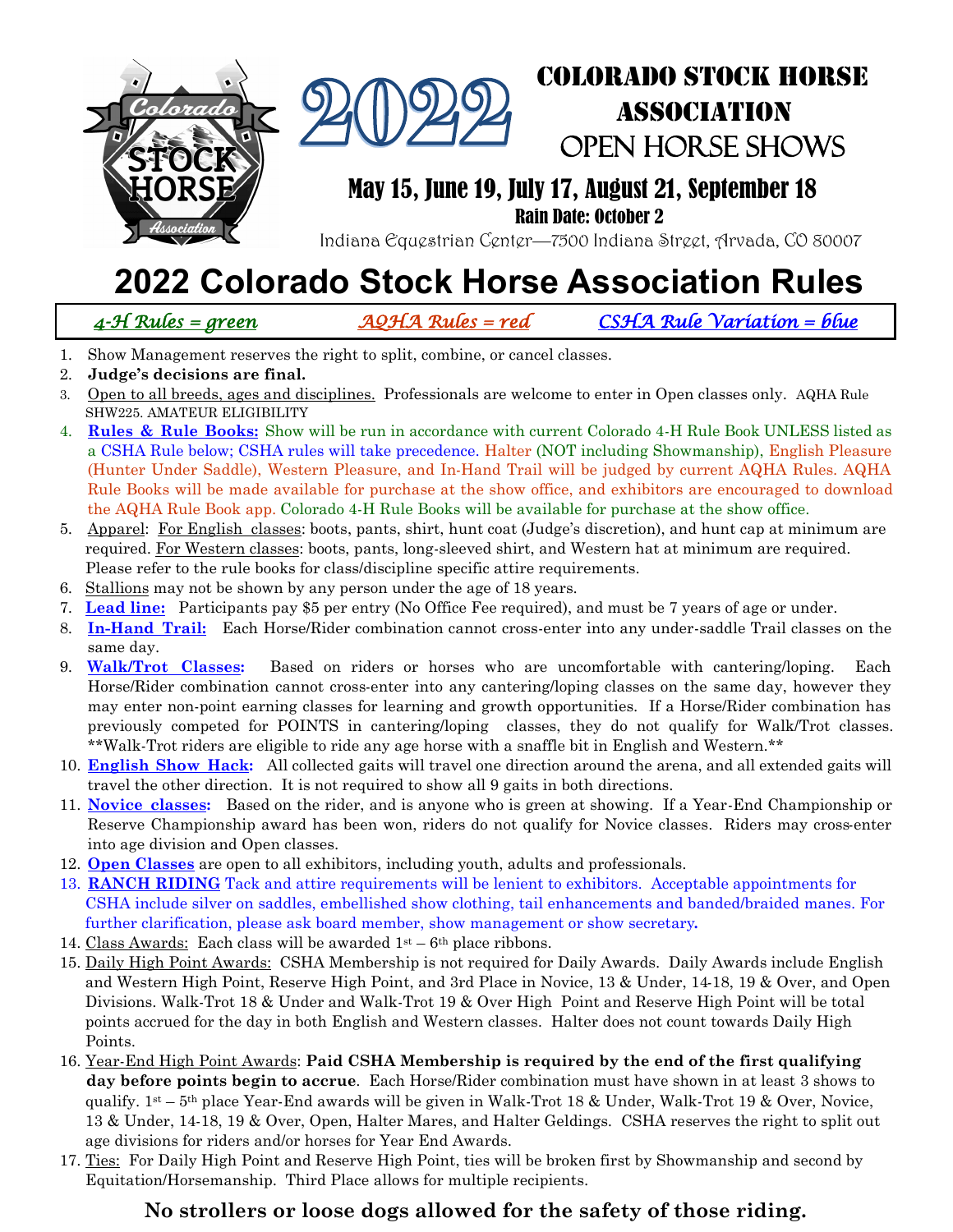# 2022

# Colorado Stock Horse Association Open Horse Shows

## May 15, June 19, July 17, August 21, September 18

**Rain Date: October 2**

Indiana Equestrian Center—7500 Indiana Street, Arvada, CO 80007

# 2022 Colorado Stock Horse Association Rules

| *4-H Rules = green* | *AQHA Rules = red* | *CSHA Rule Variation = blue* |
|---|---|---|

1. Show Management reserves the right to split, combine, or cancel classes.
2. **Judge's decisions are final.**
3. Open to all breeds, ages and disciplines. Professionals are welcome to enter in Open classes only. AQHA Rule SHW225. AMATEUR ELIGIBILITY
4. **Rules & Rule Books:** Show will be run in accordance with current Colorado 4-H Rule Book UNLESS listed as a CSHA Rule below; CSHA rules will take precedence. Halter (NOT including Showmanship), English Pleasure (Hunter Under Saddle), Western Pleasure, and In-Hand Trail will be judged by current AQHA Rules. AQHA Rule Books will be made available for purchase at the show office, and exhibitors are encouraged to download the AQHA Rule Book app. Colorado 4-H Rule Books will be available for purchase at the show office.
5. Apparel: For English classes: boots, pants, shirt, hunt coat (Judge's discretion), and hunt cap at minimum are required. For Western classes: boots, pants, long-sleeved shirt, and Western hat at minimum are required. Please refer to the rule books for class/discipline specific attire requirements.
6. Stallions may not be shown by any person under the age of 18 years.
7. **Lead line:** Participants pay $5 per entry (No Office Fee required), and must be 7 years of age or under.
8. **In-Hand Trail:** Each Horse/Rider combination cannot cross-enter into any under-saddle Trail classes on the same day.
9. **Walk/Trot Classes:** Based on riders or horses who are uncomfortable with cantering/loping. Each Horse/Rider combination cannot cross-enter into any cantering/loping classes on the same day, however they may enter non-point earning classes for learning and growth opportunities. If a Horse/Rider combination has previously competed for POINTS in cantering/loping classes, they do not qualify for Walk/Trot classes. **Walk-Trot riders are eligible to ride any age horse with a snaffle bit in English and Western.**
10. **English Show Hack:** All collected gaits will travel one direction around the arena, and all extended gaits will travel the other direction. It is not required to show all 9 gaits in both directions.
11. **Novice classes:** Based on the rider, and is anyone who is green at showing. If a Year-End Championship or Reserve Championship award has been won, riders do not qualify for Novice classes. Riders may cross-enter into age division and Open classes.
12. **Open Classes** are open to all exhibitors, including youth, adults and professionals.
13. **RANCH RIDING** Tack and attire requirements will be lenient to exhibitors. Acceptable appointments for CSHA include silver on saddles, embellished show clothing, tail enhancements and banded/braided manes. For further clarification, please ask board member, show management or show secretary**.**
14. Class Awards: Each class will be awarded 1st – 6th place ribbons.
15. Daily High Point Awards: CSHA Membership is not required for Daily Awards. Daily Awards include English and Western High Point, Reserve High Point, and 3rd Place in Novice, 13 & Under, 14-18, 19 & Over, and Open Divisions. Walk-Trot 18 & Under and Walk-Trot 19 & Over High Point and Reserve High Point will be total points accrued for the day in both English and Western classes. Halter does not count towards Daily High Points.
16. Year-End High Point Awards: **Paid CSHA Membership is required by the end of the first qualifying day before points begin to accrue**. Each Horse/Rider combination must have shown in at least 3 shows to qualify. 1st – 5th place Year-End awards will be given in Walk-Trot 18 & Under, Walk-Trot 19 & Over, Novice, 13 & Under, 14-18, 19 & Over, Open, Halter Mares, and Halter Geldings. CSHA reserves the right to split out age divisions for riders and/or horses for Year End Awards.
17. Ties: For Daily High Point and Reserve High Point, ties will be broken first by Showmanship and second by Equitation/Horsemanship. Third Place allows for multiple recipients.

**No strollers or loose dogs allowed for the safety of those riding.**